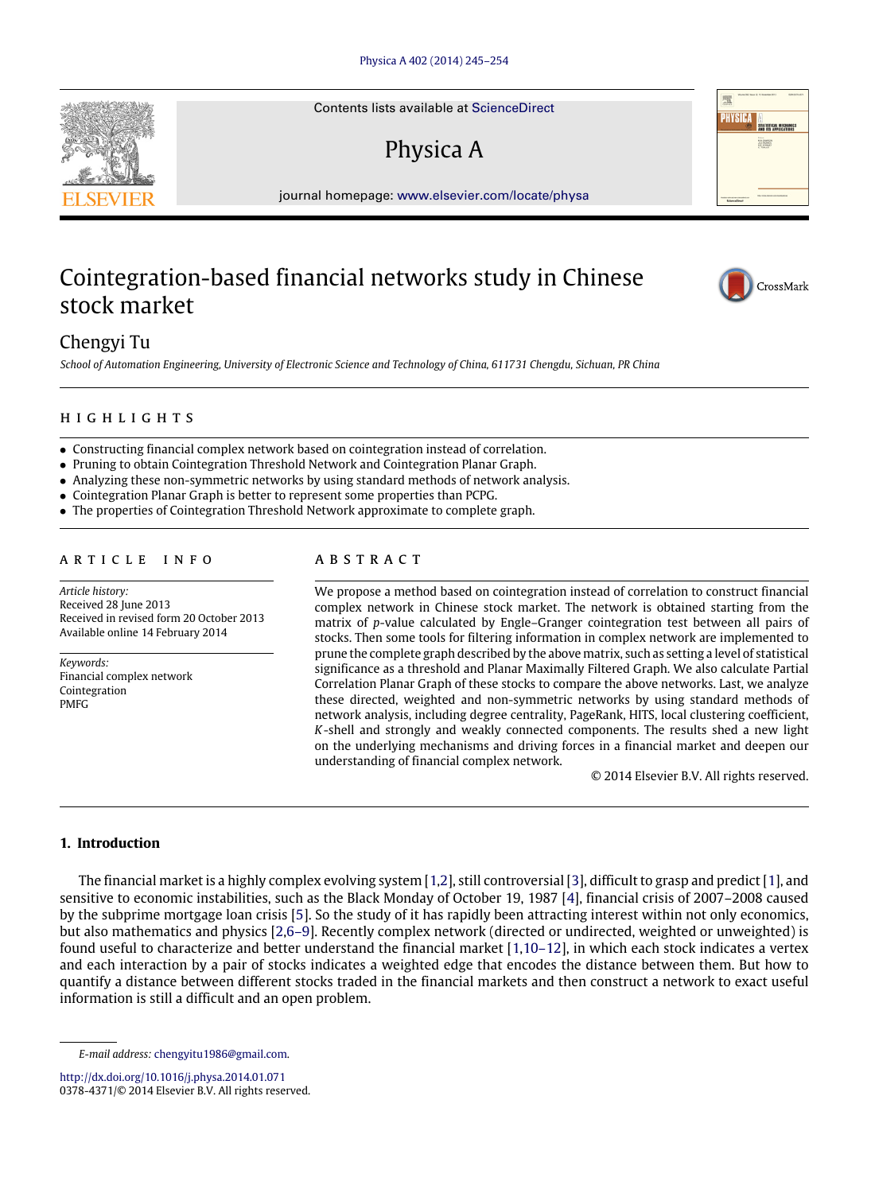# Cointegration-based financial networks study in Chinese stock market

Chengyi Tu

*School of Automation Engineering, University of Electronic Science and Technology of China, 611731 Chengdu, Sichuan, PR China*

## HIGHLIGHTS

- Constructing financial complex network based on cointegration instead of correlation.
- Pruning to obtain Cointegration Threshold Network and Cointegration Planar Graph.
- Analyzing these non-symmetric networks by using standard methods of network analysis.
- Cointegration Planar Graph is better to represent some properties than PCPG.
- The properties of Cointegration Threshold Network approximate to complete graph.

## ARTICLE INFO

*Article history:*
Received 28 June 2013
Received in revised form 20 October 2013
Available online 14 February 2014

*Keywords:*
Financial complex network
Cointegration
PMFG

## ABSTRACT

We propose a method based on cointegration instead of correlation to construct financial complex network in Chinese stock market. The network is obtained starting from the matrix of *p*-value calculated by Engle–Granger cointegration test between all pairs of stocks. Then some tools for filtering information in complex network are implemented to prune the complete graph described by the above matrix, such as setting a level of statistical significance as a threshold and Planar Maximally Filtered Graph. We also calculate Partial Correlation Planar Graph of these stocks to compare the above networks. Last, we analyze these directed, weighted and non-symmetric networks by using standard methods of network analysis, including degree centrality, PageRank, HITS, local clustering coefficient, *K*-shell and strongly and weakly connected components. The results shed a new light on the underlying mechanisms and driving forces in a financial market and deepen our understanding of financial complex network.

© 2014 Elsevier B.V. All rights reserved.

## 1. Introduction

The financial market is a highly complex evolving system [1,2], still controversial [3], difficult to grasp and predict [1], and sensitive to economic instabilities, such as the Black Monday of October 19, 1987 [4], financial crisis of 2007–2008 caused by the subprime mortgage loan crisis [5]. So the study of it has rapidly been attracting interest within not only economics, but also mathematics and physics [2,6–9]. Recently complex network (directed or undirected, weighted or unweighted) is found useful to characterize and better understand the financial market [1,10–12], in which each stock indicates a vertex and each interaction by a pair of stocks indicates a weighted edge that encodes the distance between them. But how to quantify a distance between different stocks traded in the financial markets and then construct a network to exact useful information is still a difficult and an open problem.

E-mail address: chengyitu1986@gmail.com.

http://dx.doi.org/10.1016/j.physa.2014.01.071
0378-4371/© 2014 Elsevier B.V. All rights reserved.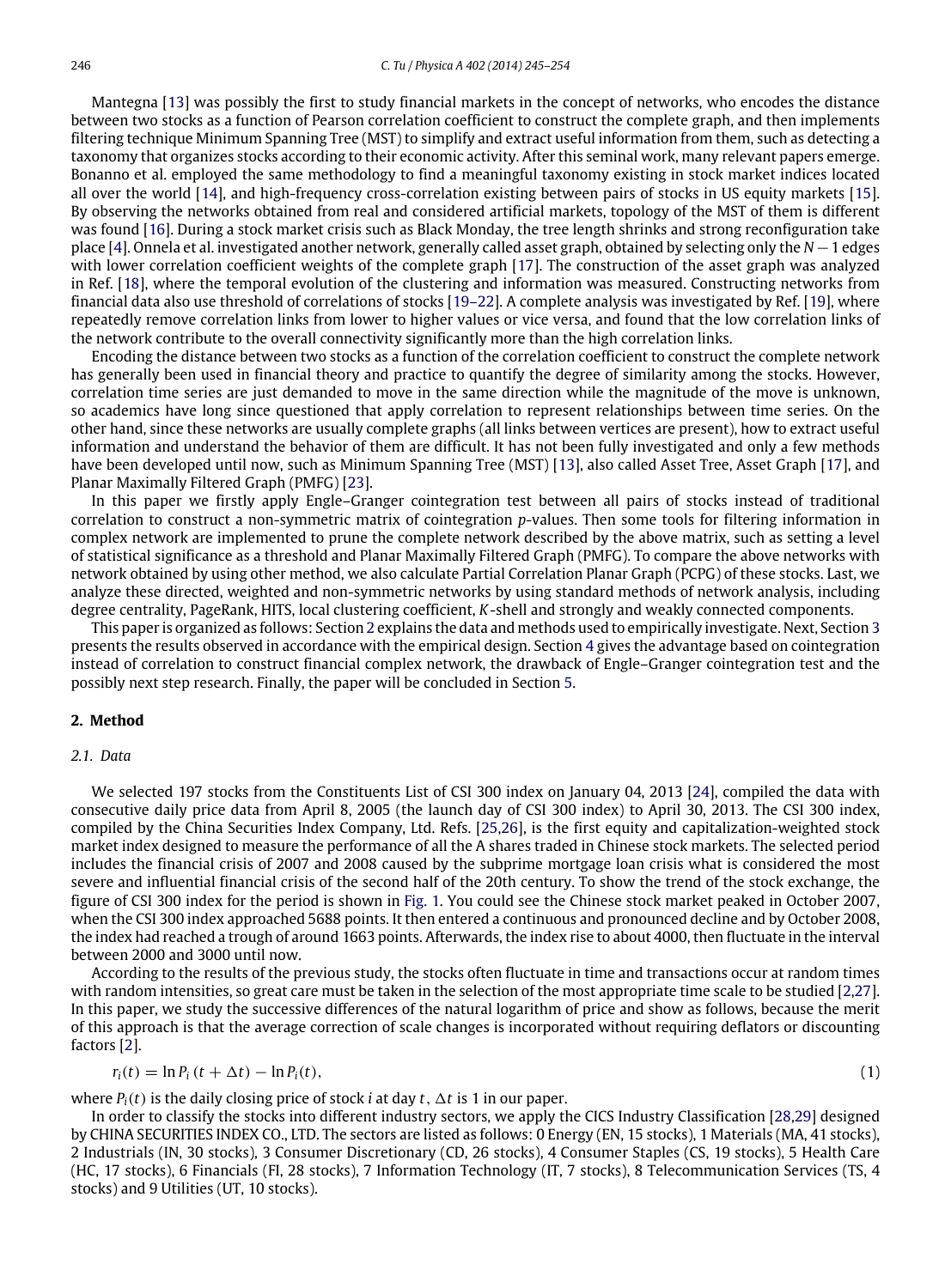Mantegna [13] was possibly the first to study financial markets in the concept of networks, who encodes the distance between two stocks as a function of Pearson correlation coefficient to construct the complete graph, and then implements filtering technique Minimum Spanning Tree (MST) to simplify and extract useful information from them, such as detecting a taxonomy that organizes stocks according to their economic activity. After this seminal work, many relevant papers emerge. Bonanno et al. employed the same methodology to find a meaningful taxonomy existing in stock market indices located all over the world [14], and high-frequency cross-correlation existing between pairs of stocks in US equity markets [15]. By observing the networks obtained from real and considered artificial markets, topology of the MST of them is different was found [16]. During a stock market crisis such as Black Monday, the tree length shrinks and strong reconfiguration take place [4]. Onnela et al. investigated another network, generally called asset graph, obtained by selecting only the $N - 1$ edges with lower correlation coefficient weights of the complete graph [17]. The construction of the asset graph was analyzed in Ref. [18], where the temporal evolution of the clustering and information was measured. Constructing networks from financial data also use threshold of correlations of stocks [19–22]. A complete analysis was investigated by Ref. [19], where repeatedly remove correlation links from lower to higher values or vice versa, and found that the low correlation links of the network contribute to the overall connectivity significantly more than the high correlation links.

Encoding the distance between two stocks as a function of the correlation coefficient to construct the complete network has generally been used in financial theory and practice to quantify the degree of similarity among the stocks. However, correlation time series are just demanded to move in the same direction while the magnitude of the move is unknown, so academics have long since questioned that apply correlation to represent relationships between time series. On the other hand, since these networks are usually complete graphs (all links between vertices are present), how to extract useful information and understand the behavior of them are difficult. It has not been fully investigated and only a few methods have been developed until now, such as Minimum Spanning Tree (MST) [13], also called Asset Tree, Asset Graph [17], and Planar Maximally Filtered Graph (PMFG) [23].

In this paper we firstly apply Engle–Granger cointegration test between all pairs of stocks instead of traditional correlation to construct a non-symmetric matrix of cointegration $p$-values. Then some tools for filtering information in complex network are implemented to prune the complete network described by the above matrix, such as setting a level of statistical significance as a threshold and Planar Maximally Filtered Graph (PMFG). To compare the above networks with network obtained by using other method, we also calculate Partial Correlation Planar Graph (PCPG) of these stocks. Last, we analyze these directed, weighted and non-symmetric networks by using standard methods of network analysis, including degree centrality, PageRank, HITS, local clustering coefficient, $K$-shell and strongly and weakly connected components.

This paper is organized as follows: Section 2 explains the data and methods used to empirically investigate. Next, Section 3 presents the results observed in accordance with the empirical design. Section 4 gives the advantage based on cointegration instead of correlation to construct financial complex network, the drawback of Engle–Granger cointegration test and the possibly next step research. Finally, the paper will be concluded in Section 5.

## 2. Method

### 2.1. Data

We selected 197 stocks from the Constituents List of CSI 300 index on January 04, 2013 [24], compiled the data with consecutive daily price data from April 8, 2005 (the launch day of CSI 300 index) to April 30, 2013. The CSI 300 index, compiled by the China Securities Index Company, Ltd. Refs. [25,26], is the first equity and capitalization-weighted stock market index designed to measure the performance of all the A shares traded in Chinese stock markets. The selected period includes the financial crisis of 2007 and 2008 caused by the subprime mortgage loan crisis what is considered the most severe and influential financial crisis of the second half of the 20th century. To show the trend of the stock exchange, the figure of CSI 300 index for the period is shown in Fig. 1. You could see the Chinese stock market peaked in October 2007, when the CSI 300 index approached 5688 points. It then entered a continuous and pronounced decline and by October 2008, the index had reached a trough of around 1663 points. Afterwards, the index rise to about 4000, then fluctuate in the interval between 2000 and 3000 until now.

According to the results of the previous study, the stocks often fluctuate in time and transactions occur at random times with random intensities, so great care must be taken in the selection of the most appropriate time scale to be studied [2,27]. In this paper, we study the successive differences of the natural logarithm of price and show as follows, because the merit of this approach is that the average correction of scale changes is incorporated without requiring deflators or discounting factors [2].

$$r_i(t) = \ln P_i(t + \Delta t) - \ln P_i(t), \tag{1}$$

where $P_i(t)$ is the daily closing price of stock $i$ at day $t$, $\Delta t$ is 1 in our paper.

In order to classify the stocks into different industry sectors, we apply the CICS Industry Classification [28,29] designed by CHINA SECURITIES INDEX CO., LTD. The sectors are listed as follows: 0 Energy (EN, 15 stocks), 1 Materials (MA, 41 stocks), 2 Industrials (IN, 30 stocks), 3 Consumer Discretionary (CD, 26 stocks), 4 Consumer Staples (CS, 19 stocks), 5 Health Care (HC, 17 stocks), 6 Financials (FI, 28 stocks), 7 Information Technology (IT, 7 stocks), 8 Telecommunication Services (TS, 4 stocks) and 9 Utilities (UT, 10 stocks).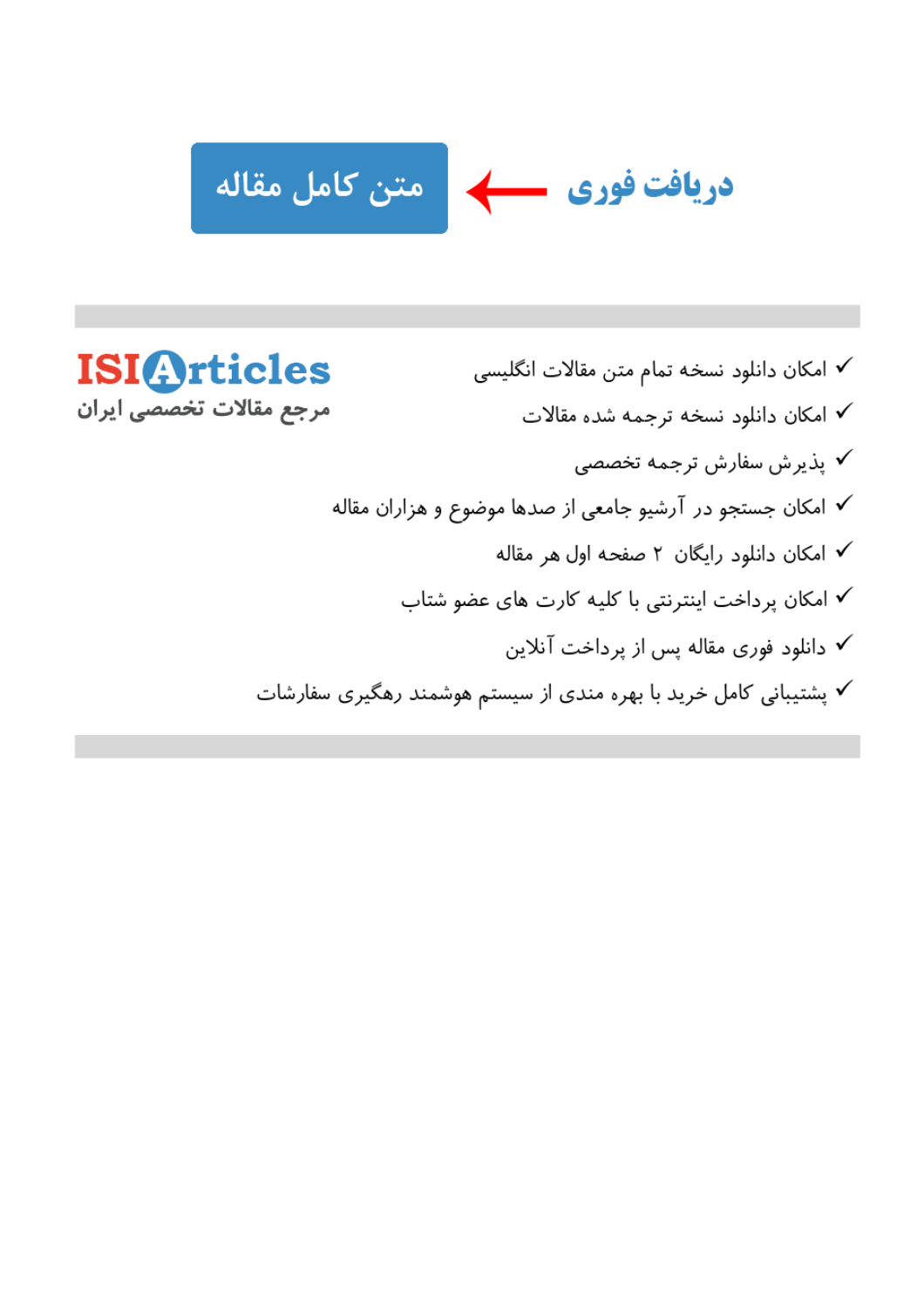دریافت فوری ← متن کامل مقاله

**ISIArticles**
مرجع مقالات تخصصی ایران

- ✓ امکان دانلود نسخه تمام متن مقالات انگلیسی
- ✓ امکان دانلود نسخه ترجمه شده مقالات
- ✓ پذیرش سفارش ترجمه تخصصی
- ✓ امکان جستجو در آرشیو جامعی از صدها موضوع و هزاران مقاله
- ✓ امکان دانلود رایگان ۲ صفحه اول هر مقاله
- ✓ امکان پرداخت اینترنتی با کلیه کارت های عضو شتاب
- ✓ دانلود فوری مقاله پس از پرداخت آنلاین
- ✓ پشتیبانی کامل خرید با بهره مندی از سیستم هوشمند رهگیری سفارشات